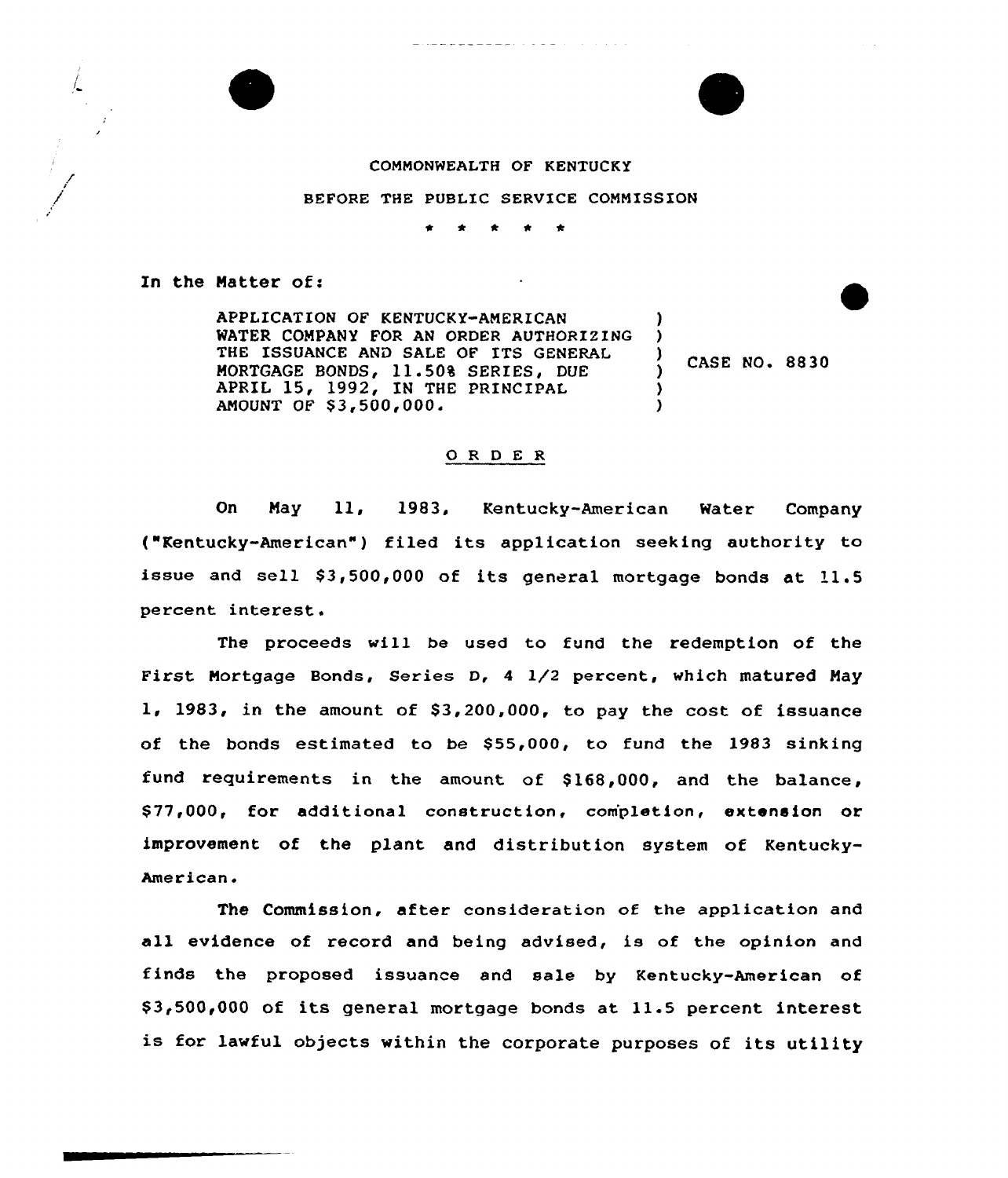COMMONWEALTH OF KENTUCKY

BEFORE THE PUBLIC SERVICE COMMISSION

\* \* \* \* \*

In the Matter of:

| | | |
|---|---|---|
| APPLICATION OF KENTUCKY-AMERICAN WATER COMPANY FOR AN ORDER AUTHORIZING THE ISSUANCE AND SALE OF ITS GENERAL MORTGAGE BONDS, 11.50% SERIES, DUE APRIL 15, 1992, IN THE PRINCIPAL AMOUNT OF $3,500,000. | ) | CASE NO. 8830 |

## ORDER

On May 11, 1983, Kentucky-American Water Company ("Kentucky-American") filed its application seeking authority to issue and sell $3,500,000 of its general mortgage bonds at 11.5 percent interest.

The proceeds will be used to fund the redemption of the First Mortgage Bonds, Series D, 4 1/2 percent, which matured May 1, 1983, in the amount of $3,200,000, to pay the cost of issuance of the bonds estimated to be $55,000, to fund the 1983 sinking fund requirements in the amount of $168,000, and the balance, $77,000, for additional construction, completion, extension or improvement of the plant and distribution system of Kentucky-American.

The Commission, after consideration of the application and all evidence of record and being advised, is of the opinion and finds the proposed issuance and sale by Kentucky-American of $3,500,000 of its general mortgage bonds at 11.5 percent interest is for lawful objects within the corporate purposes of its utility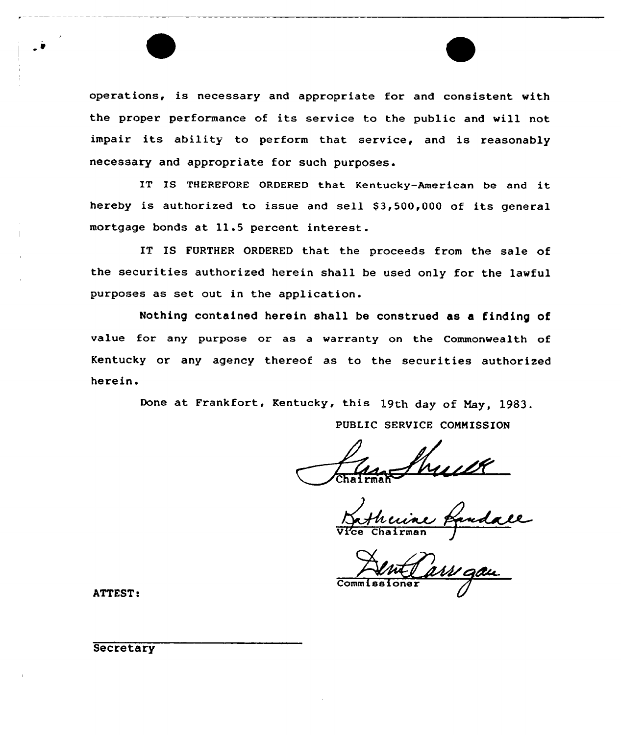operations, is necessary and appropriate for and consistent with the proper performance of its service to the public and will not impair its ability to perform that service, and is reasonably necessary and appropriate for such purposes.

IT IS THEREFORE ORDERED that Kentucky-American be and it hereby is authorized to issue and sell $3,500,000 of its general mortgage bonds at 11.5 percent interest.

IT IS FURTHER ORDERED that the proceeds from the sale of the securities authorized herein shall be used only for the lawful purposes as set out in the application.

Nothing contained herein shall be construed as a finding of value for any purpose or as a warranty on the Commonwealth of Kentucky or any agency thereof as to the securities authorized herein.

Done at Frankfort, Kentucky, this 19th day of May, 1983.

PUBLIC SERVICE COMMISSION

Chairman

Vice Chairman

Commissioner

ATTEST:

Secretary